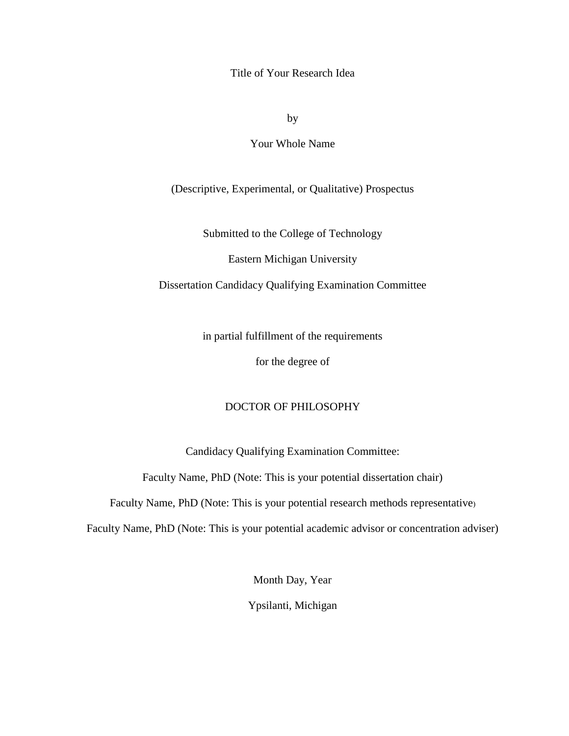Title of Your Research Idea

by

Your Whole Name

(Descriptive, Experimental, or Qualitative) Prospectus

Submitted to the College of Technology

Eastern Michigan University

Dissertation Candidacy Qualifying Examination Committee

in partial fulfillment of the requirements

for the degree of

DOCTOR OF PHILOSOPHY

Candidacy Qualifying Examination Committee:

Faculty Name, PhD (Note: This is your potential dissertation chair)

Faculty Name, PhD (Note: This is your potential research methods representative)

Faculty Name, PhD (Note: This is your potential academic advisor or concentration adviser)

Month Day, Year

Ypsilanti, Michigan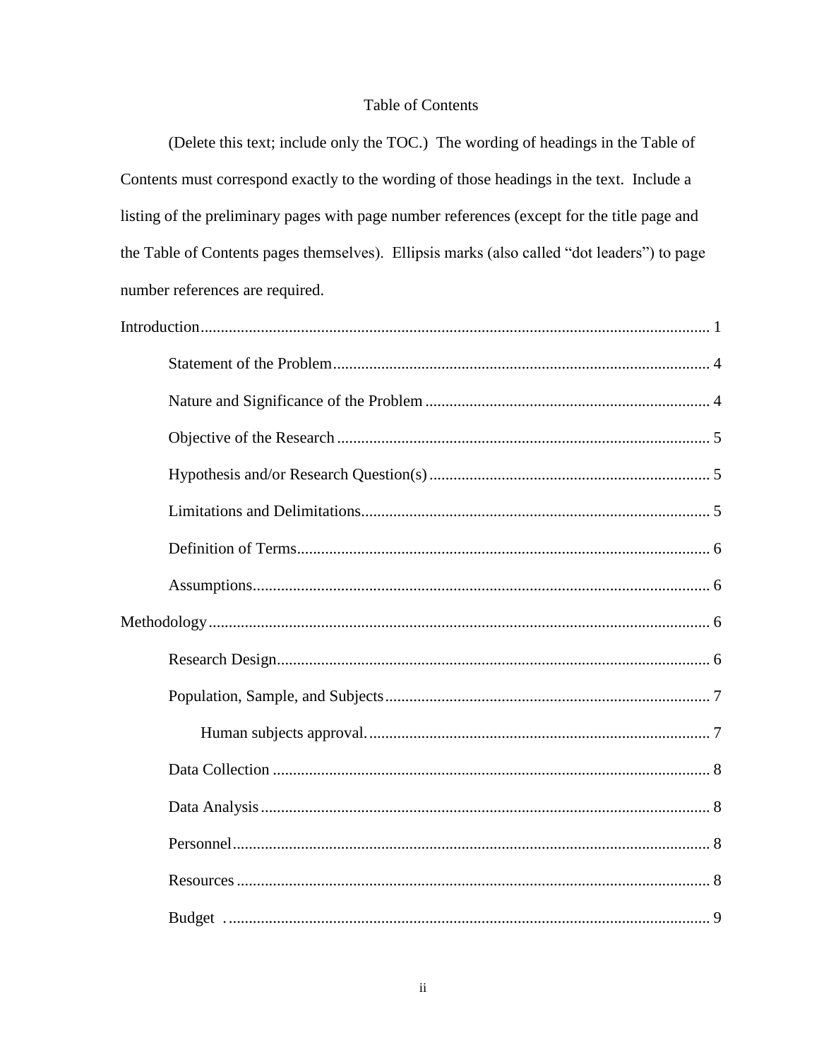# Table of Contents

(Delete this text; include only the TOC.) The wording of headings in the Table of Contents must correspond exactly to the wording of those headings in the text. Include a listing of the preliminary pages with page number references (except for the title page and the Table of Contents pages themselves). Ellipsis marks (also called "dot leaders") to page number references are required.

Introduction............................................................................................................................ 1

- Statement of the Problem............................................................................................ 4
- Nature and Significance of the Problem...................................................................... 4
- Objective of the Research............................................................................................ 5
- Hypothesis and/or Research Question(s)..................................................................... 5
- Limitations and Delimitations...................................................................................... 5
- Definition of Terms...................................................................................................... 6
- Assumptions................................................................................................................ 6

Methodology........................................................................................................................... 6

- Research Design.......................................................................................................... 6
- Population, Sample, and Subjects................................................................................ 7
    - Human subjects approval.................................................................................... 7
- Data Collection............................................................................................................ 8
- Data Analysis............................................................................................................... 8
- Personnel..................................................................................................................... 8
- Resources.................................................................................................................... 8
- Budget ......................................................................................................................... 9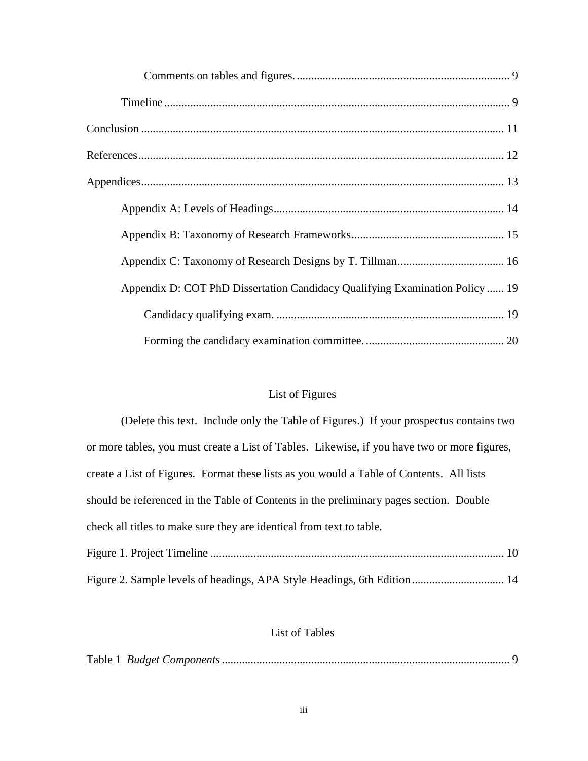Comments on tables and figures. .......... 9

Timeline .......... 9

Conclusion .......... 11

References .......... 12

Appendices .......... 13

Appendix A: Levels of Headings .......... 14

Appendix B: Taxonomy of Research Frameworks .......... 15

Appendix C: Taxonomy of Research Designs by T. Tillman .......... 16

Appendix D: COT PhD Dissertation Candidacy Qualifying Examination Policy .......... 19

Candidacy qualifying exam. .......... 19

Forming the candidacy examination committee. .......... 20

## List of Figures

(Delete this text. Include only the Table of Figures.) If your prospectus contains two or more tables, you must create a List of Tables. Likewise, if you have two or more figures, create a List of Figures. Format these lists as you would a Table of Contents. All lists should be referenced in the Table of Contents in the preliminary pages section. Double check all titles to make sure they are identical from text to table.

Figure 1. Project Timeline .......... 10

Figure 2. Sample levels of headings, APA Style Headings, 6th Edition .......... 14

## List of Tables

Table 1 *Budget Components* .......... 9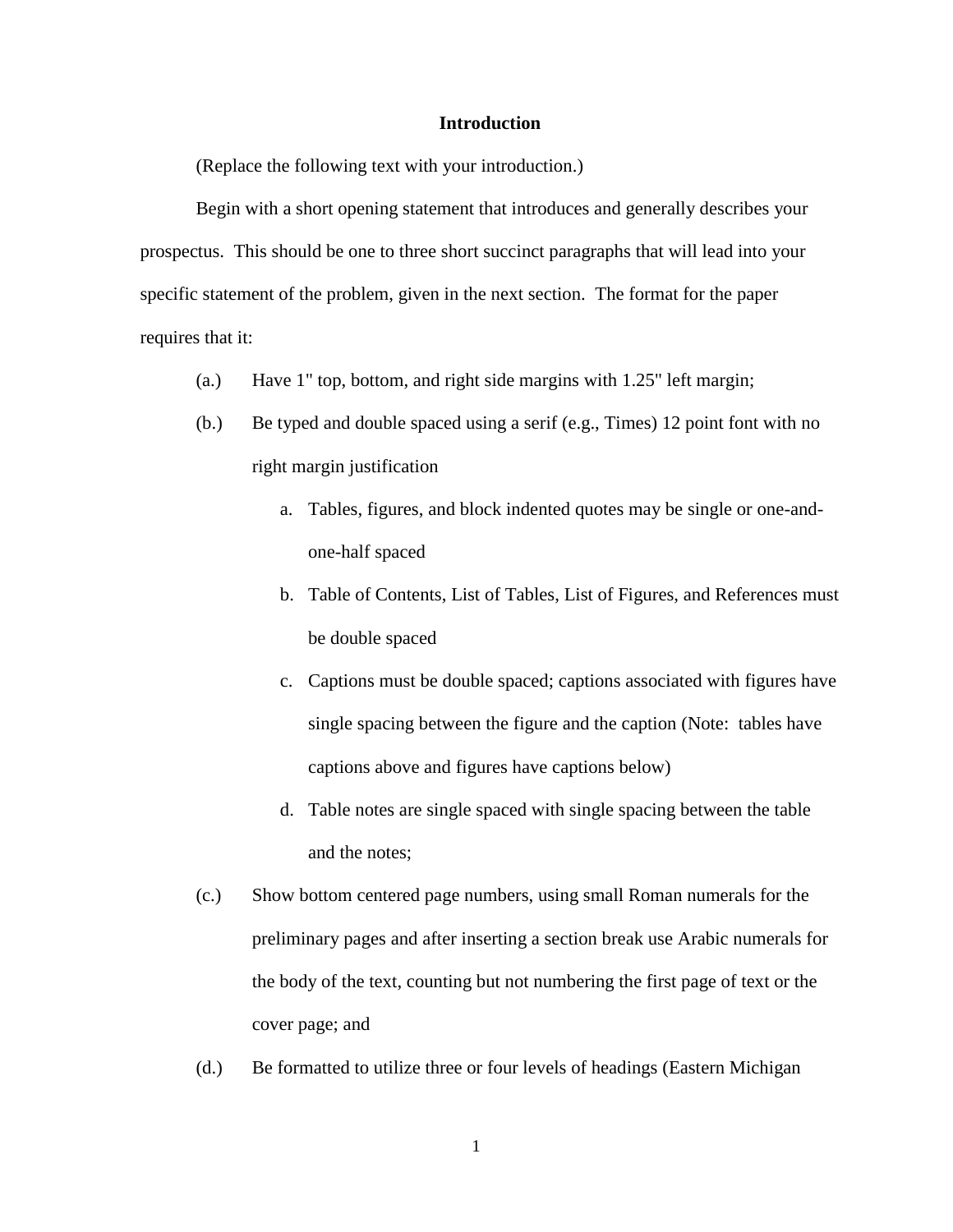# Introduction

(Replace the following text with your introduction.)

Begin with a short opening statement that introduces and generally describes your prospectus. This should be one to three short succinct paragraphs that will lead into your specific statement of the problem, given in the next section. The format for the paper requires that it:

(a.) Have 1" top, bottom, and right side margins with 1.25" left margin;

(b.) Be typed and double spaced using a serif (e.g., Times) 12 point font with no right margin justification

   a. Tables, figures, and block indented quotes may be single or one-and-one-half spaced
   b. Table of Contents, List of Tables, List of Figures, and References must be double spaced
   c. Captions must be double spaced; captions associated with figures have single spacing between the figure and the caption (Note: tables have captions above and figures have captions below)
   d. Table notes are single spaced with single spacing between the table and the notes;

(c.) Show bottom centered page numbers, using small Roman numerals for the preliminary pages and after inserting a section break use Arabic numerals for the body of the text, counting but not numbering the first page of text or the cover page; and

(d.) Be formatted to utilize three or four levels of headings (Eastern Michigan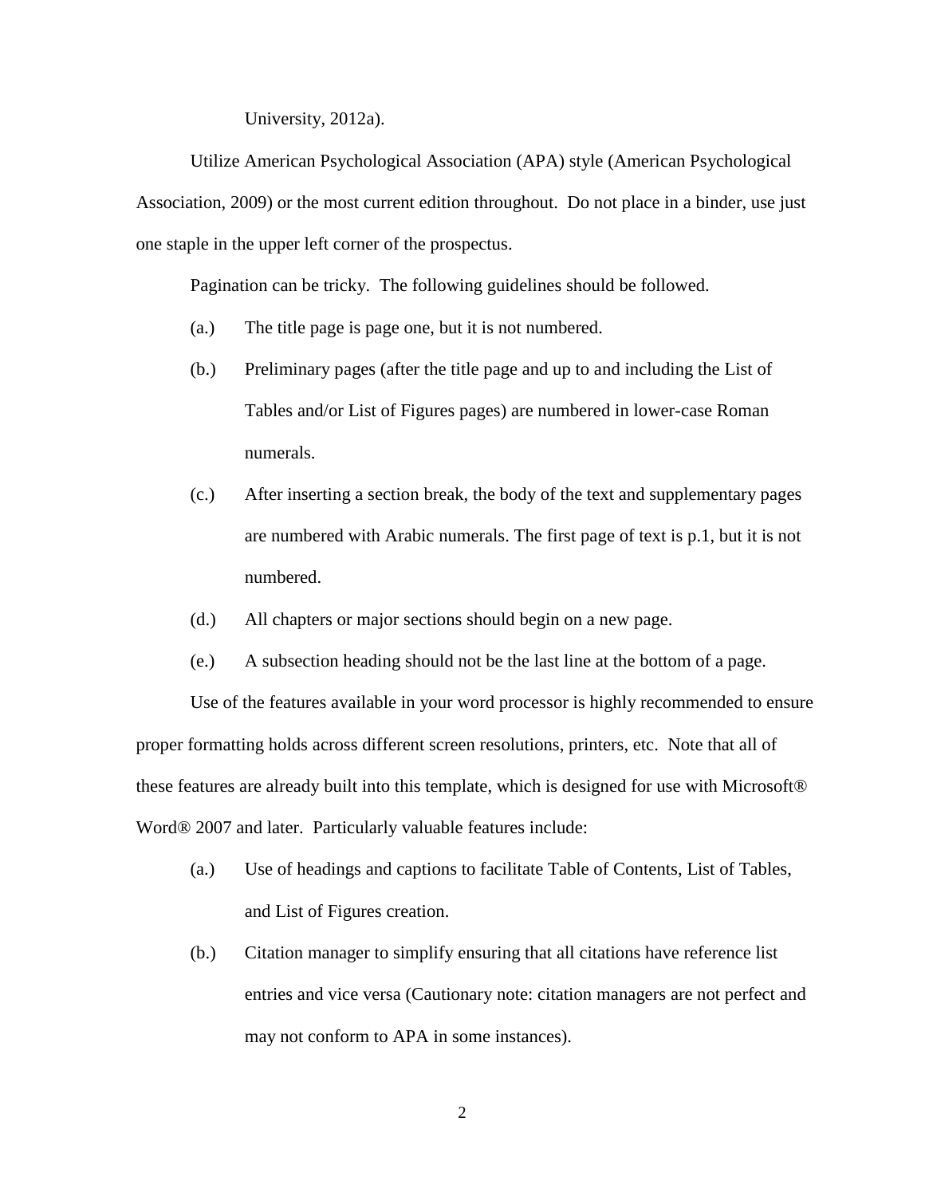University, 2012a).

Utilize American Psychological Association (APA) style (American Psychological Association, 2009) or the most current edition throughout. Do not place in a binder, use just one staple in the upper left corner of the prospectus.

Pagination can be tricky. The following guidelines should be followed.

(a.) The title page is page one, but it is not numbered.

(b.) Preliminary pages (after the title page and up to and including the List of Tables and/or List of Figures pages) are numbered in lower-case Roman numerals.

(c.) After inserting a section break, the body of the text and supplementary pages are numbered with Arabic numerals. The first page of text is p.1, but it is not numbered.

(d.) All chapters or major sections should begin on a new page.

(e.) A subsection heading should not be the last line at the bottom of a page.

Use of the features available in your word processor is highly recommended to ensure proper formatting holds across different screen resolutions, printers, etc. Note that all of these features are already built into this template, which is designed for use with Microsoft® Word® 2007 and later. Particularly valuable features include:

(a.) Use of headings and captions to facilitate Table of Contents, List of Tables, and List of Figures creation.

(b.) Citation manager to simplify ensuring that all citations have reference list entries and vice versa (Cautionary note: citation managers are not perfect and may not conform to APA in some instances).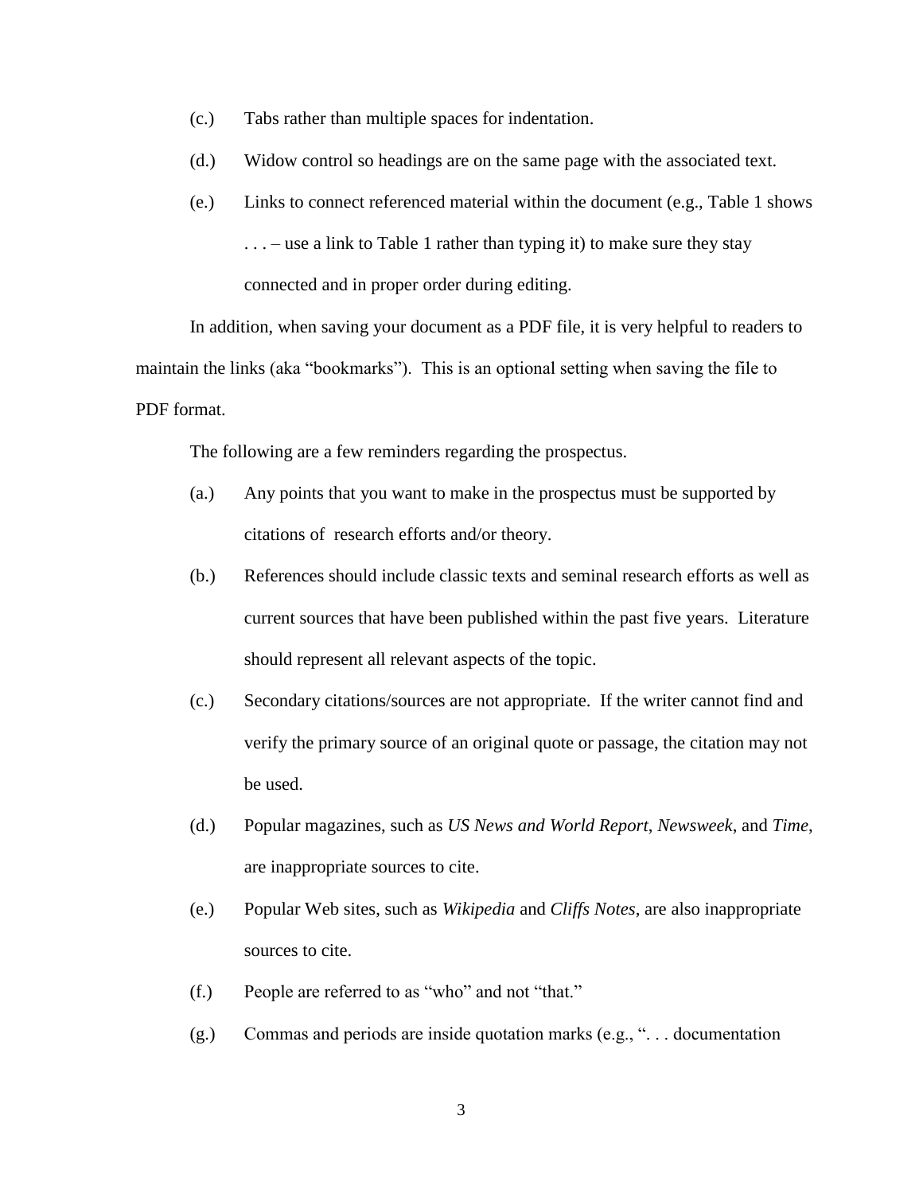(c.) Tabs rather than multiple spaces for indentation.

(d.) Widow control so headings are on the same page with the associated text.

(e.) Links to connect referenced material within the document (e.g., Table 1 shows . . . – use a link to Table 1 rather than typing it) to make sure they stay connected and in proper order during editing.

In addition, when saving your document as a PDF file, it is very helpful to readers to maintain the links (aka "bookmarks"). This is an optional setting when saving the file to PDF format.

The following are a few reminders regarding the prospectus.

(a.) Any points that you want to make in the prospectus must be supported by citations of research efforts and/or theory.

(b.) References should include classic texts and seminal research efforts as well as current sources that have been published within the past five years. Literature should represent all relevant aspects of the topic.

(c.) Secondary citations/sources are not appropriate. If the writer cannot find and verify the primary source of an original quote or passage, the citation may not be used.

(d.) Popular magazines, such as *US News and World Report*, *Newsweek*, and *Time*, are inappropriate sources to cite.

(e.) Popular Web sites, such as *Wikipedia* and *Cliffs Notes*, are also inappropriate sources to cite.

(f.) People are referred to as "who" and not "that."

(g.) Commas and periods are inside quotation marks (e.g., ". . . documentation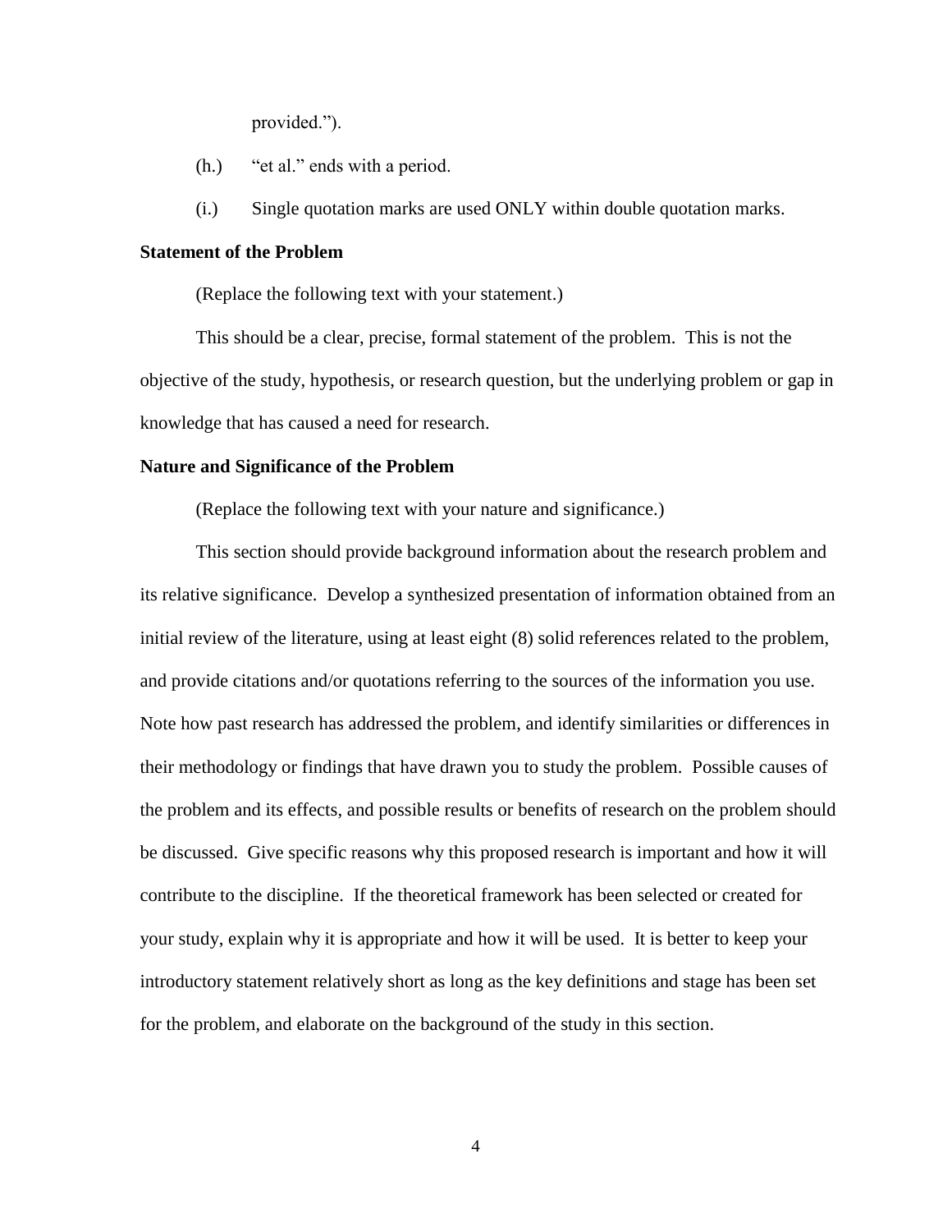provided.").

(h.) "et al." ends with a period.

(i.) Single quotation marks are used ONLY within double quotation marks.

**Statement of the Problem**

(Replace the following text with your statement.)

This should be a clear, precise, formal statement of the problem. This is not the objective of the study, hypothesis, or research question, but the underlying problem or gap in knowledge that has caused a need for research.

**Nature and Significance of the Problem**

(Replace the following text with your nature and significance.)

This section should provide background information about the research problem and its relative significance. Develop a synthesized presentation of information obtained from an initial review of the literature, using at least eight (8) solid references related to the problem, and provide citations and/or quotations referring to the sources of the information you use. Note how past research has addressed the problem, and identify similarities or differences in their methodology or findings that have drawn you to study the problem. Possible causes of the problem and its effects, and possible results or benefits of research on the problem should be discussed. Give specific reasons why this proposed research is important and how it will contribute to the discipline. If the theoretical framework has been selected or created for your study, explain why it is appropriate and how it will be used. It is better to keep your introductory statement relatively short as long as the key definitions and stage has been set for the problem, and elaborate on the background of the study in this section.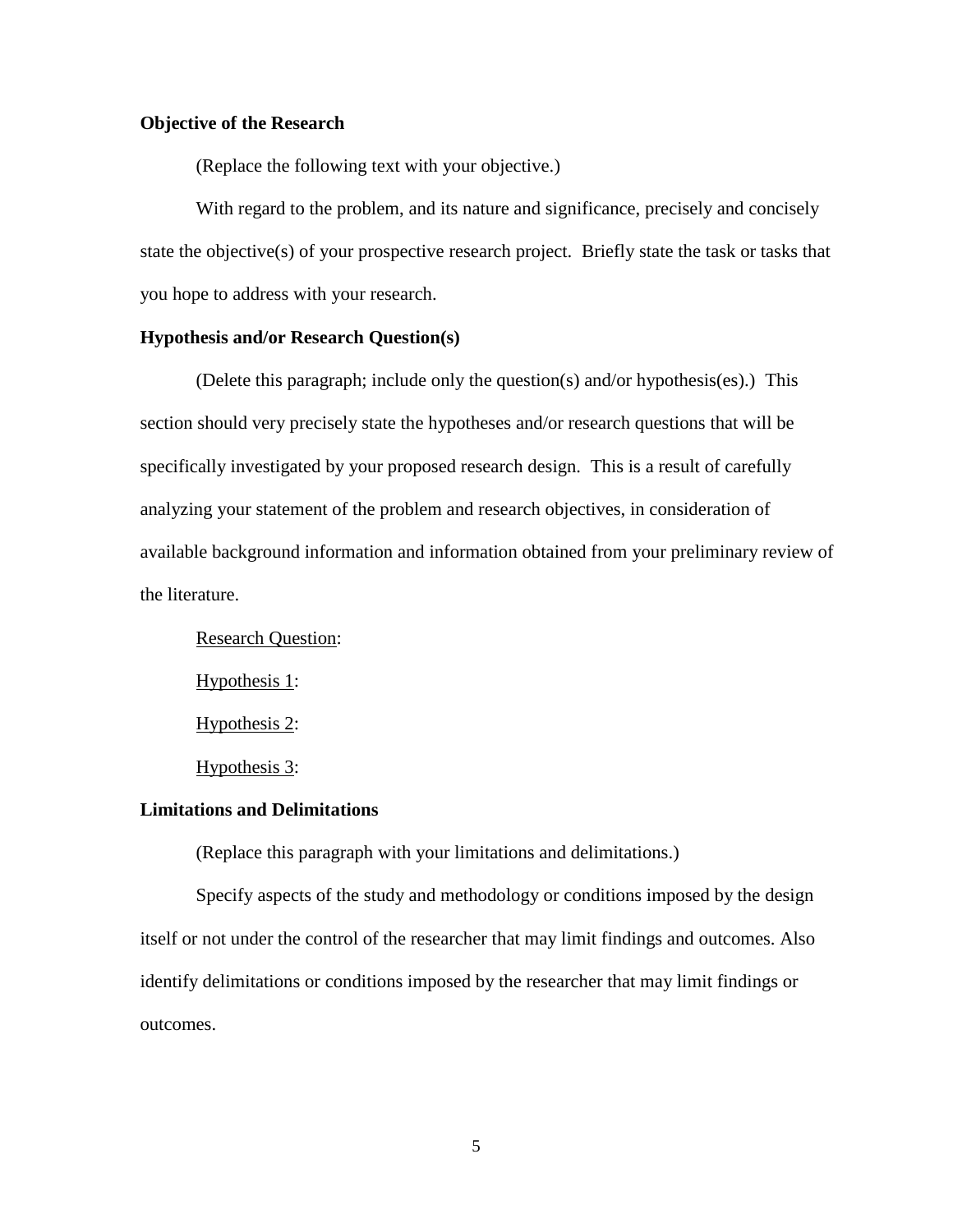**Objective of the Research**

(Replace the following text with your objective.)

With regard to the problem, and its nature and significance, precisely and concisely state the objective(s) of your prospective research project. Briefly state the task or tasks that you hope to address with your research.

**Hypothesis and/or Research Question(s)**

(Delete this paragraph; include only the question(s) and/or hypothesis(es).) This section should very precisely state the hypotheses and/or research questions that will be specifically investigated by your proposed research design. This is a result of carefully analyzing your statement of the problem and research objectives, in consideration of available background information and information obtained from your preliminary review of the literature.

<u>Research Question</u>:

<u>Hypothesis 1</u>:

<u>Hypothesis 2</u>:

<u>Hypothesis 3</u>:

**Limitations and Delimitations**

(Replace this paragraph with your limitations and delimitations.)

Specify aspects of the study and methodology or conditions imposed by the design itself or not under the control of the researcher that may limit findings and outcomes. Also identify delimitations or conditions imposed by the researcher that may limit findings or outcomes.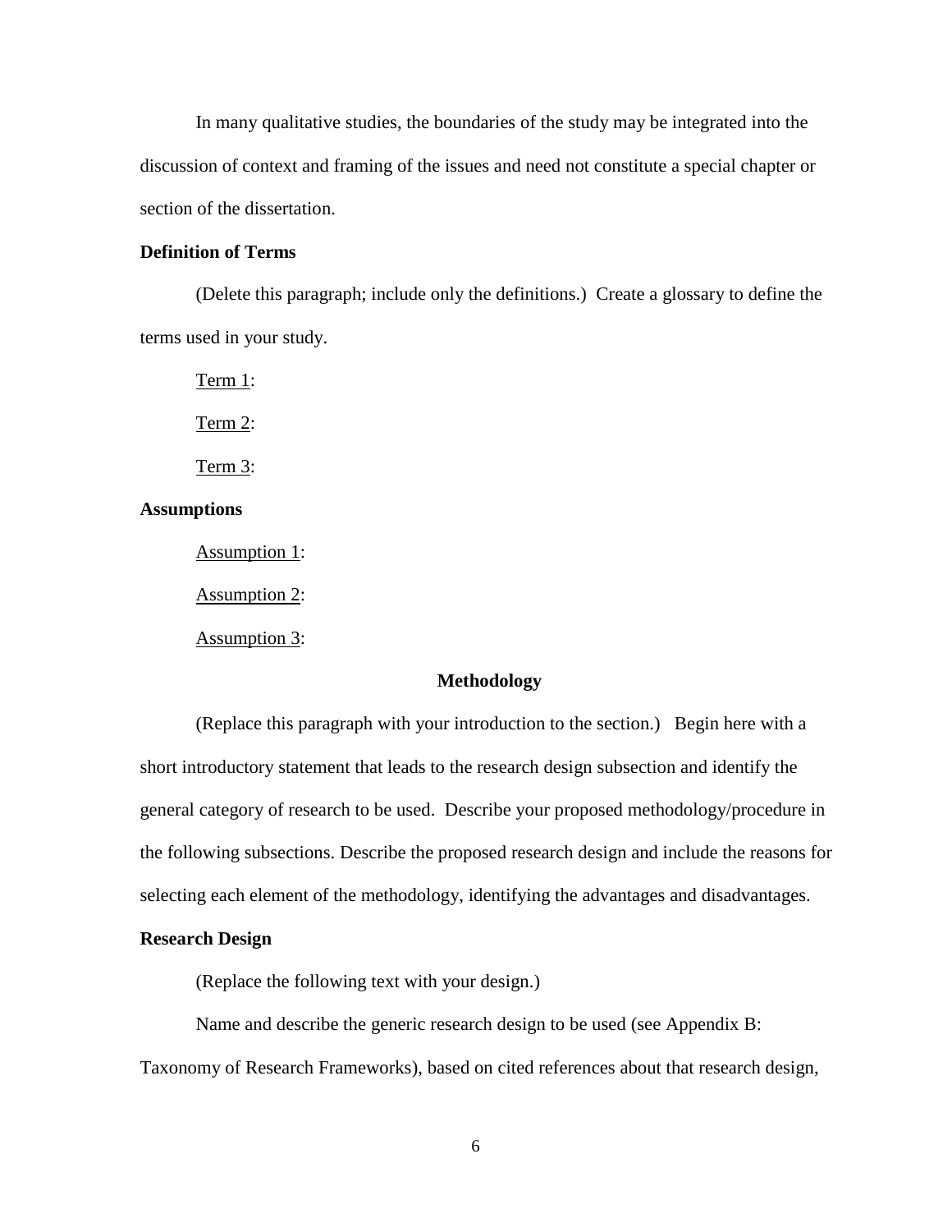In many qualitative studies, the boundaries of the study may be integrated into the discussion of context and framing of the issues and need not constitute a special chapter or section of the dissertation.

### Definition of Terms

(Delete this paragraph; include only the definitions.) Create a glossary to define the terms used in your study.

<u>Term 1</u>:

<u>Term 2</u>:

<u>Term 3</u>:

### Assumptions

<u>Assumption 1</u>:

<u>Assumption 2</u>:

<u>Assumption 3</u>:

## Methodology

(Replace this paragraph with your introduction to the section.) Begin here with a short introductory statement that leads to the research design subsection and identify the general category of research to be used. Describe your proposed methodology/procedure in the following subsections. Describe the proposed research design and include the reasons for selecting each element of the methodology, identifying the advantages and disadvantages.

### Research Design

(Replace the following text with your design.)

Name and describe the generic research design to be used (see Appendix B: Taxonomy of Research Frameworks), based on cited references about that research design,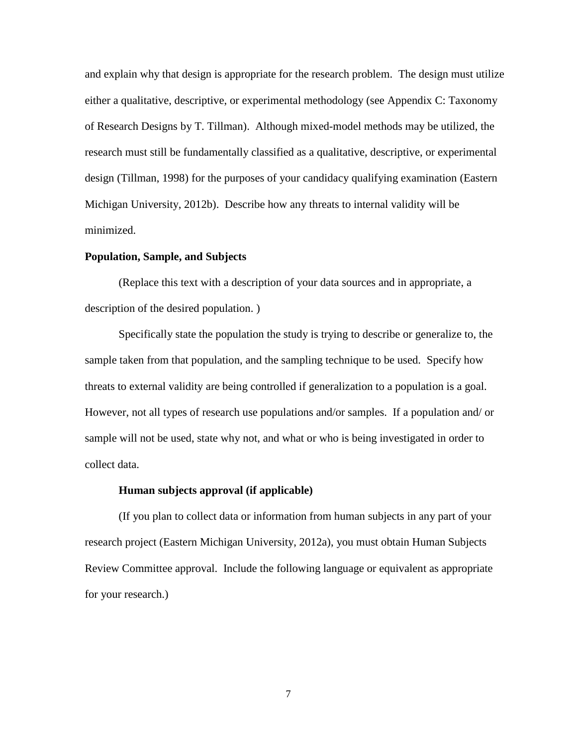and explain why that design is appropriate for the research problem. The design must utilize either a qualitative, descriptive, or experimental methodology (see Appendix C: Taxonomy of Research Designs by T. Tillman). Although mixed-model methods may be utilized, the research must still be fundamentally classified as a qualitative, descriptive, or experimental design (Tillman, 1998) for the purposes of your candidacy qualifying examination (Eastern Michigan University, 2012b). Describe how any threats to internal validity will be minimized.

## Population, Sample, and Subjects

(Replace this text with a description of your data sources and in appropriate, a description of the desired population. )

Specifically state the population the study is trying to describe or generalize to, the sample taken from that population, and the sampling technique to be used. Specify how threats to external validity are being controlled if generalization to a population is a goal. However, not all types of research use populations and/or samples. If a population and/ or sample will not be used, state why not, and what or who is being investigated in order to collect data.

### Human subjects approval (if applicable)

(If you plan to collect data or information from human subjects in any part of your research project (Eastern Michigan University, 2012a), you must obtain Human Subjects Review Committee approval. Include the following language or equivalent as appropriate for your research.)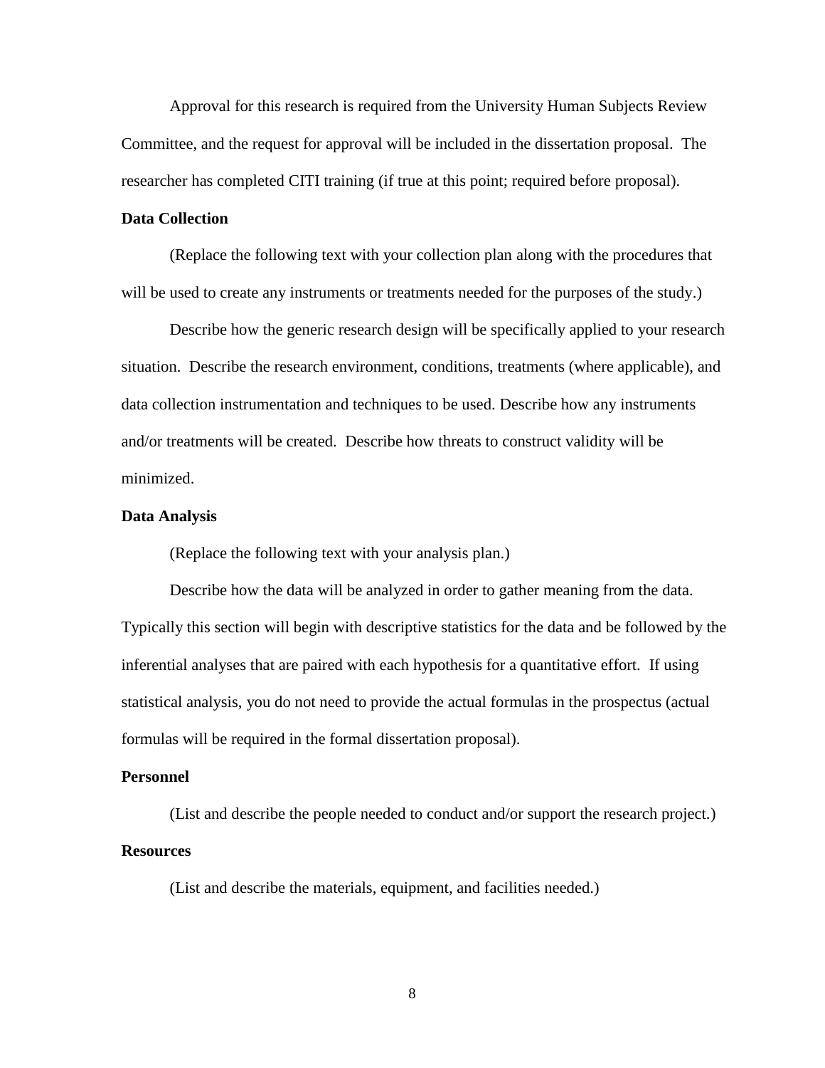Approval for this research is required from the University Human Subjects Review Committee, and the request for approval will be included in the dissertation proposal. The researcher has completed CITI training (if true at this point; required before proposal).

**Data Collection**

(Replace the following text with your collection plan along with the procedures that will be used to create any instruments or treatments needed for the purposes of the study.)

Describe how the generic research design will be specifically applied to your research situation. Describe the research environment, conditions, treatments (where applicable), and data collection instrumentation and techniques to be used. Describe how any instruments and/or treatments will be created. Describe how threats to construct validity will be minimized.

**Data Analysis**

(Replace the following text with your analysis plan.)

Describe how the data will be analyzed in order to gather meaning from the data. Typically this section will begin with descriptive statistics for the data and be followed by the inferential analyses that are paired with each hypothesis for a quantitative effort. If using statistical analysis, you do not need to provide the actual formulas in the prospectus (actual formulas will be required in the formal dissertation proposal).

**Personnel**

(List and describe the people needed to conduct and/or support the research project.)

**Resources**

(List and describe the materials, equipment, and facilities needed.)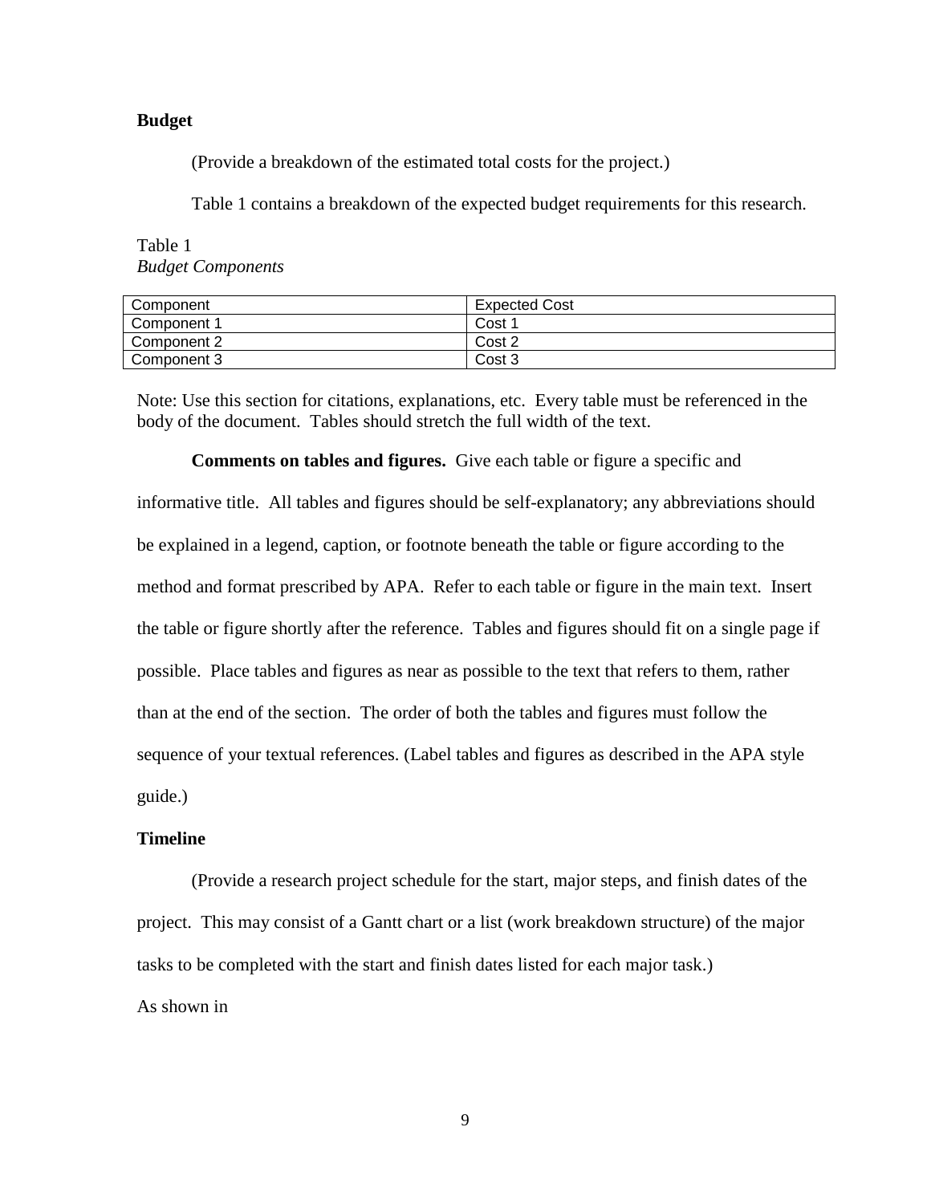**Budget**

(Provide a breakdown of the estimated total costs for the project.)

Table 1 contains a breakdown of the expected budget requirements for this research.

Table 1
*Budget Components*

| Component | Expected Cost |
| --- | --- |
| Component 1 | Cost 1 |
| Component 2 | Cost 2 |
| Component 3 | Cost 3 |

Note: Use this section for citations, explanations, etc. Every table must be referenced in the body of the document. Tables should stretch the full width of the text.

**Comments on tables and figures.** Give each table or figure a specific and informative title. All tables and figures should be self-explanatory; any abbreviations should be explained in a legend, caption, or footnote beneath the table or figure according to the method and format prescribed by APA. Refer to each table or figure in the main text. Insert the table or figure shortly after the reference. Tables and figures should fit on a single page if possible. Place tables and figures as near as possible to the text that refers to them, rather than at the end of the section. The order of both the tables and figures must follow the sequence of your textual references. (Label tables and figures as described in the APA style guide.)

**Timeline**

(Provide a research project schedule for the start, major steps, and finish dates of the project. This may consist of a Gantt chart or a list (work breakdown structure) of the major tasks to be completed with the start and finish dates listed for each major task.)

As shown in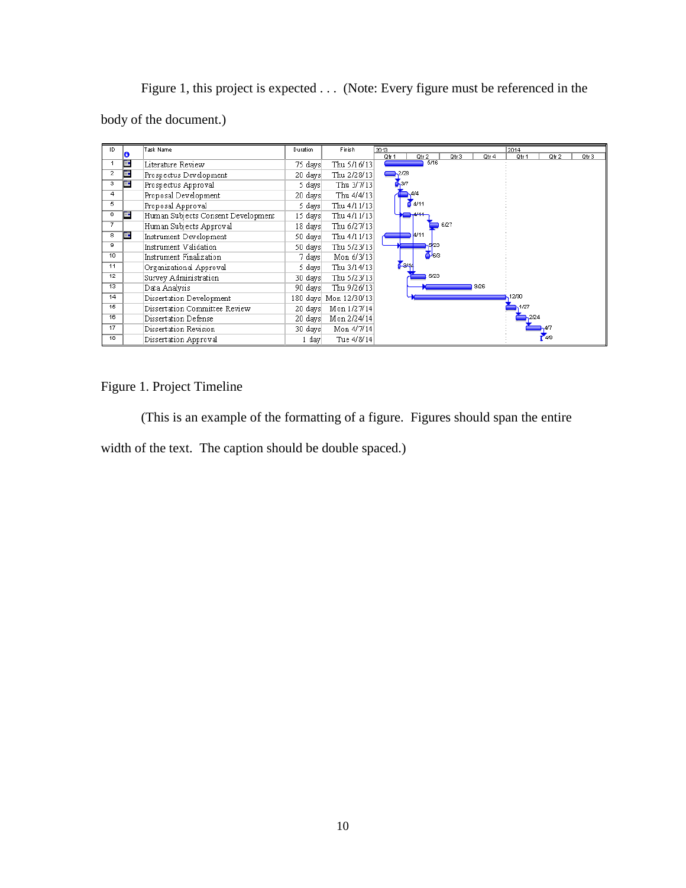Figure 1, this project is expected . . . (Note: Every figure must be referenced in the body of the document.)

| ID | Task Name | Duration | Finish |
|---|---|---|---|
| 1 | Literature Review | 75 days | Thu 5/16/13 |
| 2 | Prospectus Development | 20 days | Thu 2/28/13 |
| 3 | Prospectus Approval | 5 days | Thu 3/7/13 |
| 4 | Proposal Development | 20 days | Thu 4/4/13 |
| 5 | Proposal Approval | 5 days | Thu 4/11/13 |
| 6 | Human Subjects Consent Development | 15 days | Thu 4/11/13 |
| 7 | Human Subjects Approval | 18 days | Thu 6/27/13 |
| 8 | Instrument Development | 50 days | Thu 4/11/13 |
| 9 | Instrument Validation | 50 days | Thu 5/23/13 |
| 10 | Instrument Finalization | 7 days | Mon 6/3/13 |
| 11 | Organizational Approval | 5 days | Thu 3/14/13 |
| 12 | Survey Administration | 30 days | Thu 5/23/13 |
| 13 | Data Analysis | 90 days | Thu 9/26/13 |
| 14 | Dissertation Development | 180 days | Mon 12/30/13 |
| 15 | Dissertation Committee Review | 20 days | Mon 1/27/14 |
| 16 | Dissertation Defense | 20 days | Mon 2/24/14 |
| 17 | Dissertation Revision | 30 days | Mon 4/7/14 |
| 18 | Dissertation Approval | 1 day | Tue 4/8/14 |

Figure 1. Project Timeline

(This is an example of the formatting of a figure. Figures should span the entire width of the text. The caption should be double spaced.)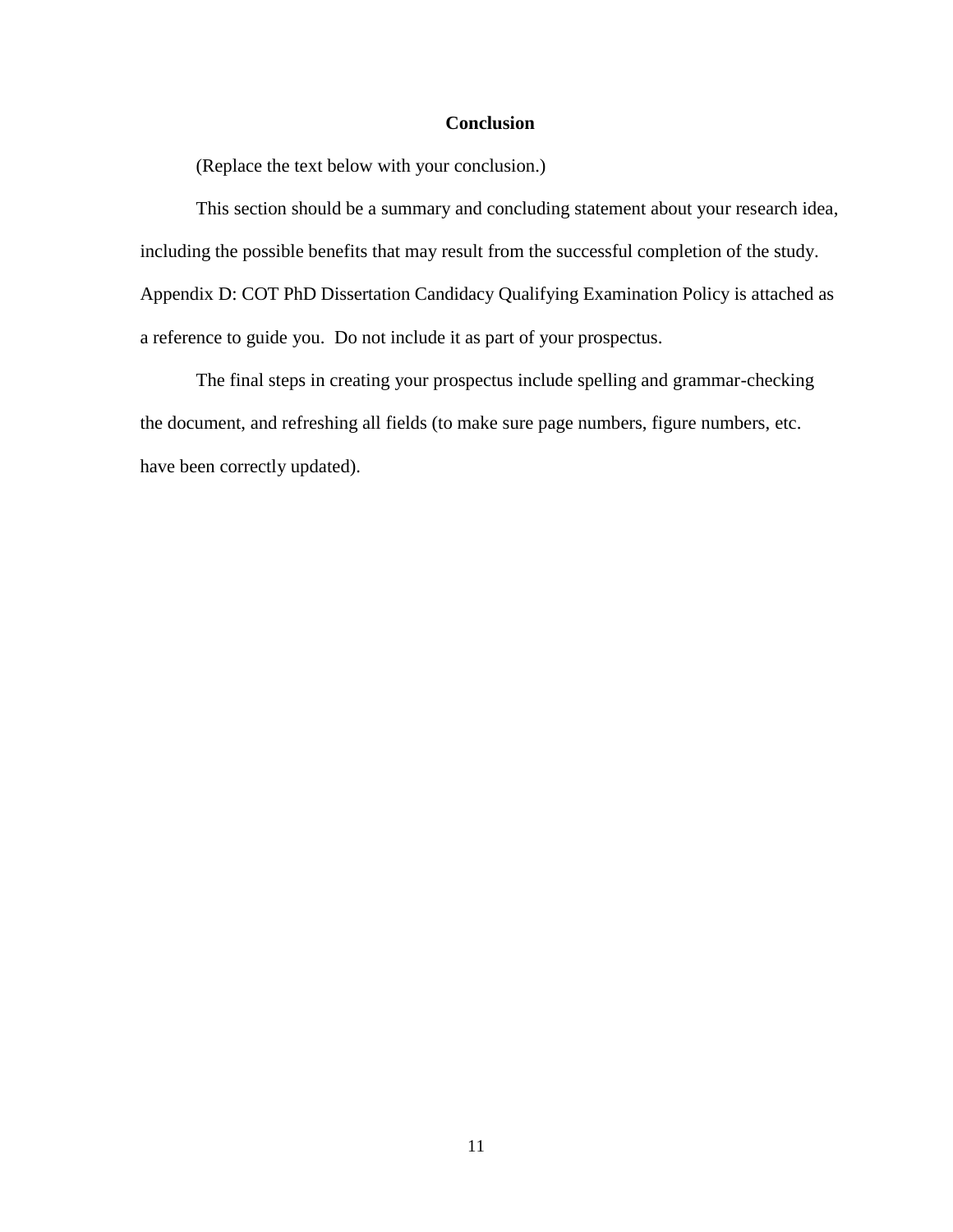## Conclusion

(Replace the text below with your conclusion.)

This section should be a summary and concluding statement about your research idea, including the possible benefits that may result from the successful completion of the study. Appendix D: COT PhD Dissertation Candidacy Qualifying Examination Policy is attached as a reference to guide you.  Do not include it as part of your prospectus.

The final steps in creating your prospectus include spelling and grammar-checking the document, and refreshing all fields (to make sure page numbers, figure numbers, etc. have been correctly updated).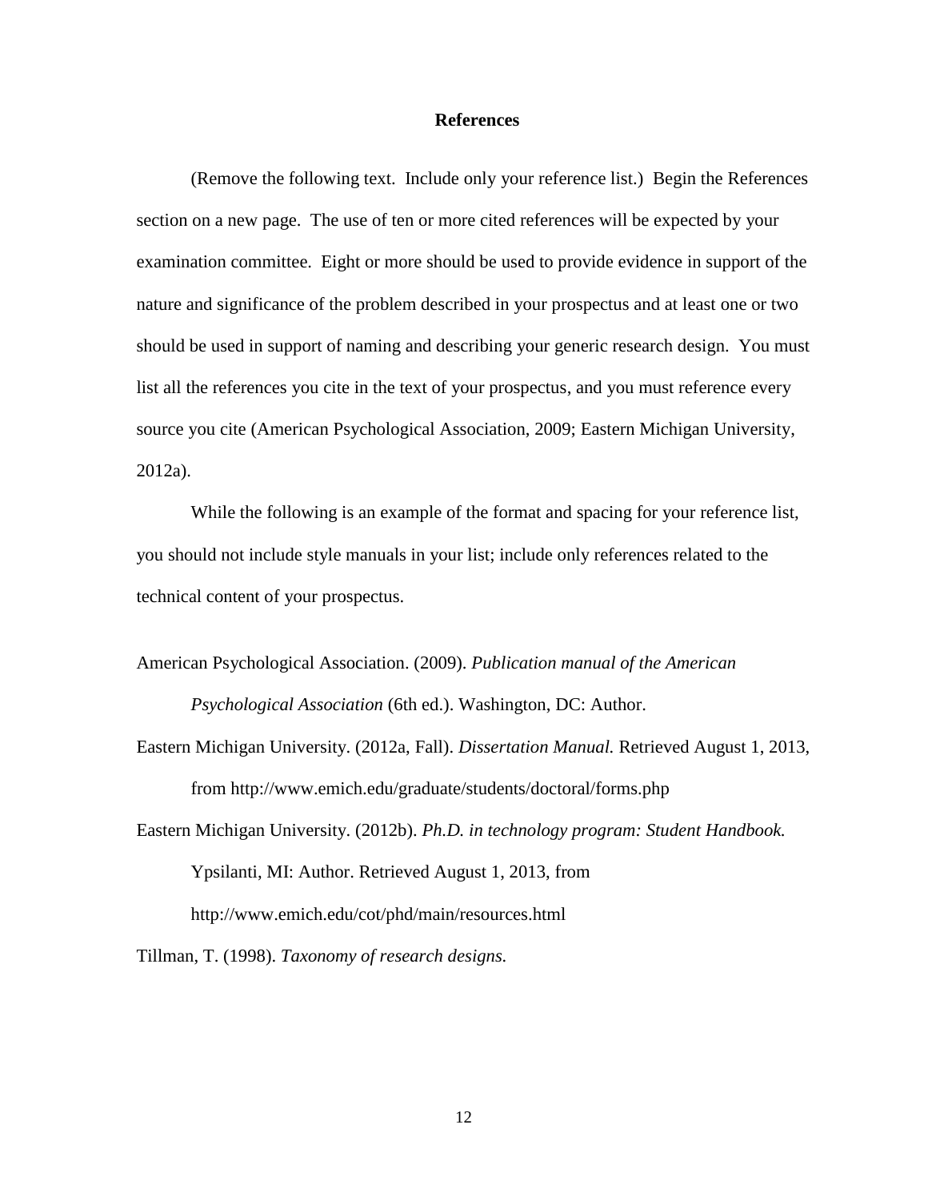# References

(Remove the following text. Include only your reference list.) Begin the References section on a new page. The use of ten or more cited references will be expected by your examination committee. Eight or more should be used to provide evidence in support of the nature and significance of the problem described in your prospectus and at least one or two should be used in support of naming and describing your generic research design. You must list all the references you cite in the text of your prospectus, and you must reference every source you cite (American Psychological Association, 2009; Eastern Michigan University, 2012a).

While the following is an example of the format and spacing for your reference list, you should not include style manuals in your list; include only references related to the technical content of your prospectus.

American Psychological Association. (2009). *Publication manual of the American Psychological Association* (6th ed.). Washington, DC: Author.

Eastern Michigan University. (2012a, Fall). *Dissertation Manual.* Retrieved August 1, 2013, from http://www.emich.edu/graduate/students/doctoral/forms.php

Eastern Michigan University. (2012b). *Ph.D. in technology program: Student Handbook.* Ypsilanti, MI: Author. Retrieved August 1, 2013, from http://www.emich.edu/cot/phd/main/resources.html

Tillman, T. (1998). *Taxonomy of research designs.*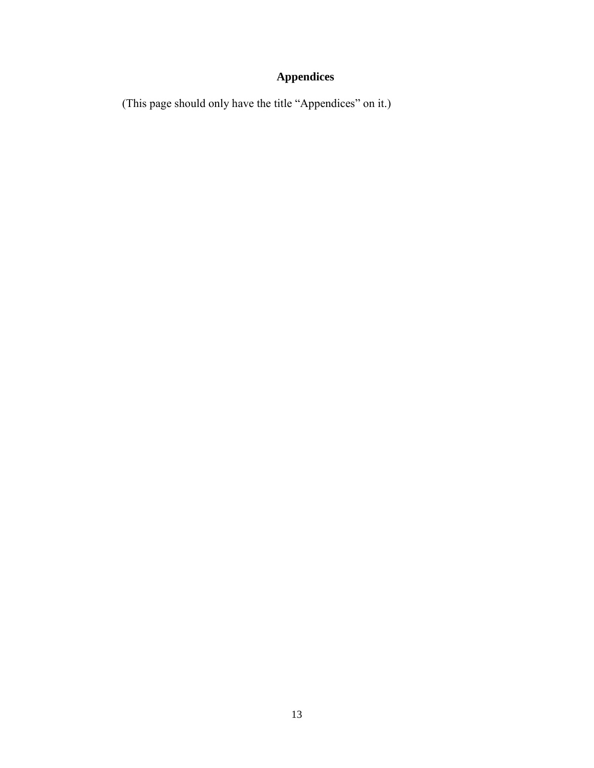# Appendices

(This page should only have the title "Appendices" on it.)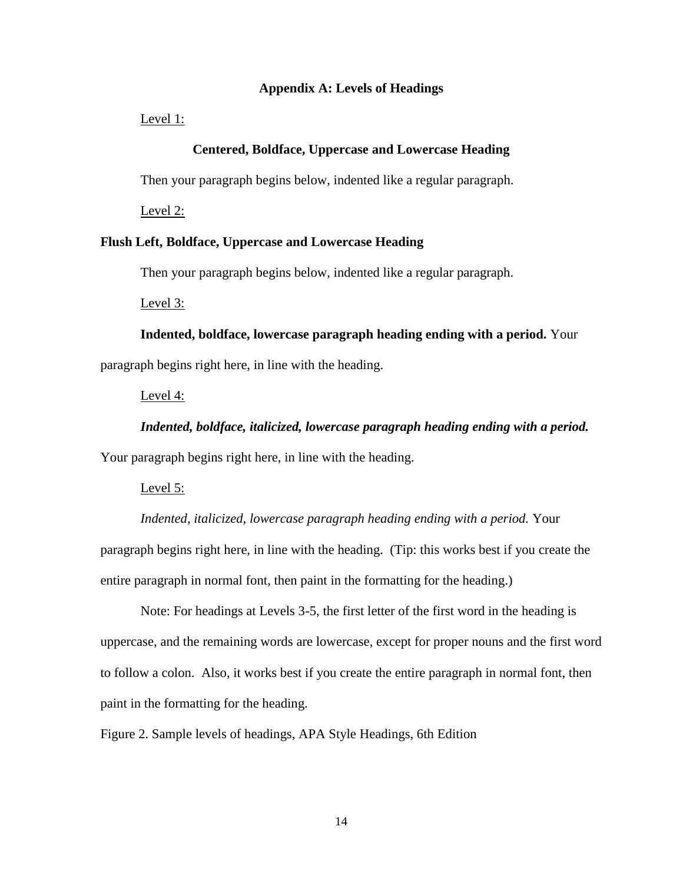## Appendix A: Levels of Headings

<u>Level 1:</u>

**Centered, Boldface, Uppercase and Lowercase Heading**

Then your paragraph begins below, indented like a regular paragraph.

<u>Level 2:</u>

**Flush Left, Boldface, Uppercase and Lowercase Heading**

Then your paragraph begins below, indented like a regular paragraph.

<u>Level 3:</u>

**Indented, boldface, lowercase paragraph heading ending with a period.** Your paragraph begins right here, in line with the heading.

<u>Level 4:</u>

***Indented, boldface, italicized, lowercase paragraph heading ending with a period.*** Your paragraph begins right here, in line with the heading.

<u>Level 5:</u>

*Indented, italicized, lowercase paragraph heading ending with a period.* Your paragraph begins right here, in line with the heading. (Tip: this works best if you create the entire paragraph in normal font, then paint in the formatting for the heading.)

Note: For headings at Levels 3-5, the first letter of the first word in the heading is uppercase, and the remaining words are lowercase, except for proper nouns and the first word to follow a colon. Also, it works best if you create the entire paragraph in normal font, then paint in the formatting for the heading.

Figure 2. Sample levels of headings, APA Style Headings, 6th Edition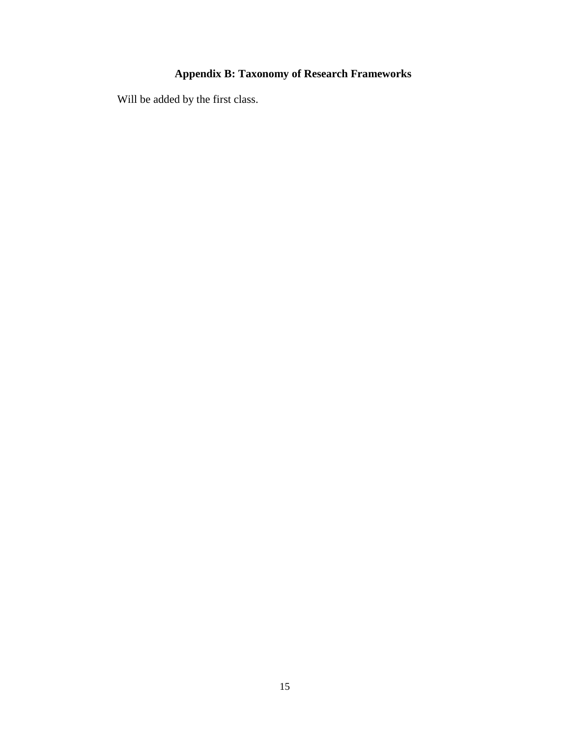## Appendix B: Taxonomy of Research Frameworks

Will be added by the first class.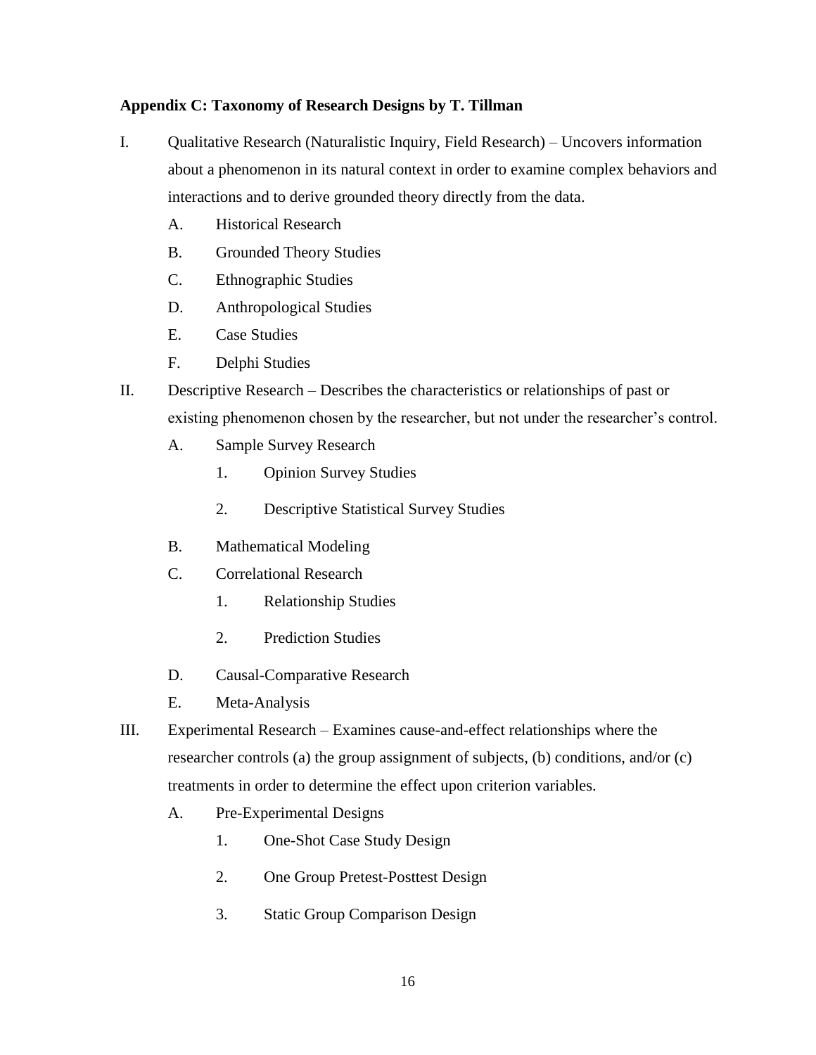**Appendix C: Taxonomy of Research Designs by T. Tillman**

I. Qualitative Research (Naturalistic Inquiry, Field Research) – Uncovers information about a phenomenon in its natural context in order to examine complex behaviors and interactions and to derive grounded theory directly from the data.

   A. Historical Research

   B. Grounded Theory Studies

   C. Ethnographic Studies

   D. Anthropological Studies

   E. Case Studies

   F. Delphi Studies

II. Descriptive Research – Describes the characteristics or relationships of past or existing phenomenon chosen by the researcher, but not under the researcher's control.

   A. Sample Survey Research

      1. Opinion Survey Studies

      2. Descriptive Statistical Survey Studies

   B. Mathematical Modeling

   C. Correlational Research

      1. Relationship Studies

      2. Prediction Studies

   D. Causal-Comparative Research

   E. Meta-Analysis

III. Experimental Research – Examines cause-and-effect relationships where the researcher controls (a) the group assignment of subjects, (b) conditions, and/or (c) treatments in order to determine the effect upon criterion variables.

   A. Pre-Experimental Designs

      1. One-Shot Case Study Design

      2. One Group Pretest-Posttest Design

      3. Static Group Comparison Design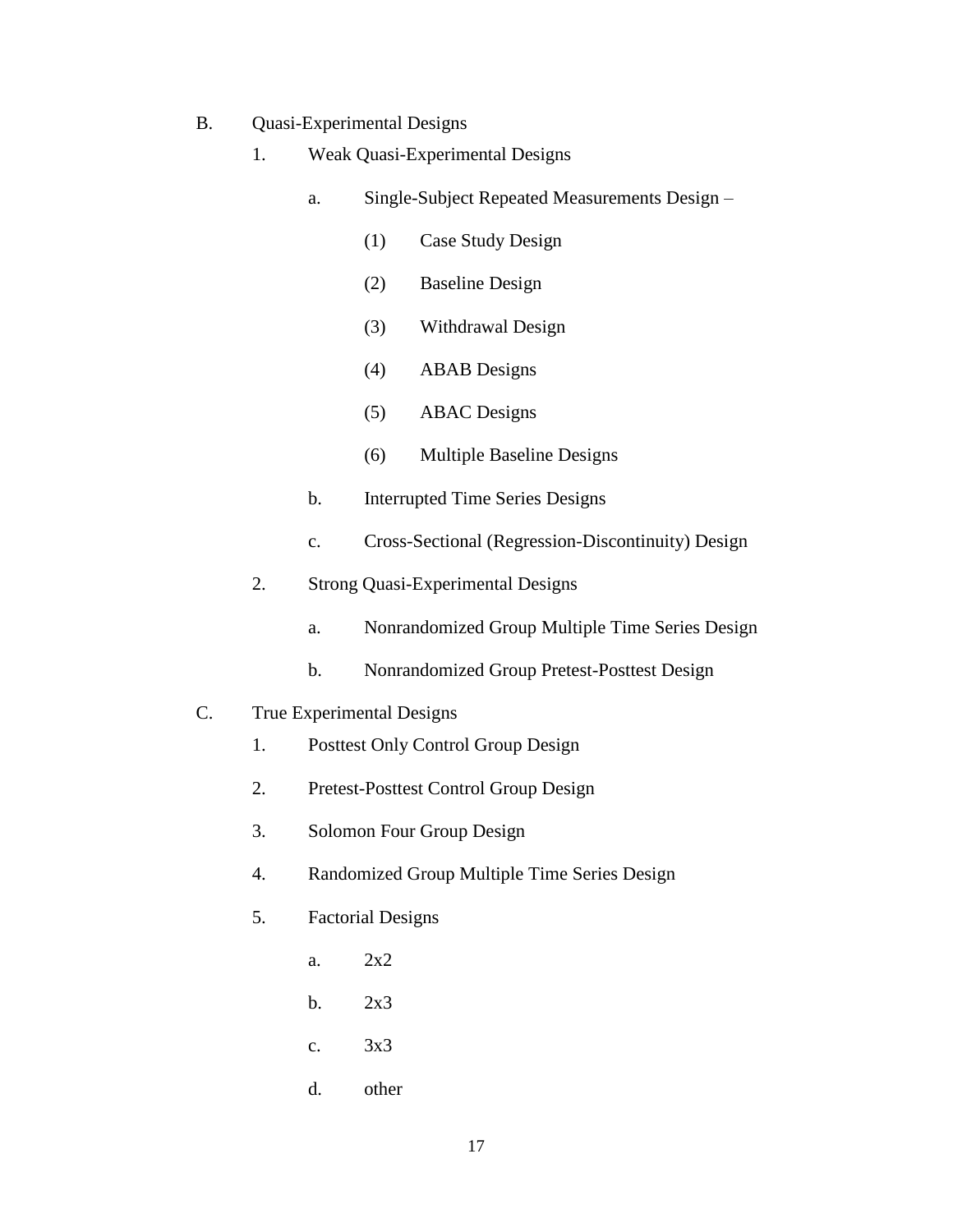B. Quasi-Experimental Designs

   1. Weak Quasi-Experimental Designs

      a. Single-Subject Repeated Measurements Design –

         (1) Case Study Design

         (2) Baseline Design

         (3) Withdrawal Design

         (4) ABAB Designs

         (5) ABAC Designs

         (6) Multiple Baseline Designs

      b. Interrupted Time Series Designs

      c. Cross-Sectional (Regression-Discontinuity) Design

   2. Strong Quasi-Experimental Designs

      a. Nonrandomized Group Multiple Time Series Design

      b. Nonrandomized Group Pretest-Posttest Design

C. True Experimental Designs

   1. Posttest Only Control Group Design

   2. Pretest-Posttest Control Group Design

   3. Solomon Four Group Design

   4. Randomized Group Multiple Time Series Design

   5. Factorial Designs

      a. 2x2

      b. 2x3

      c. 3x3

      d. other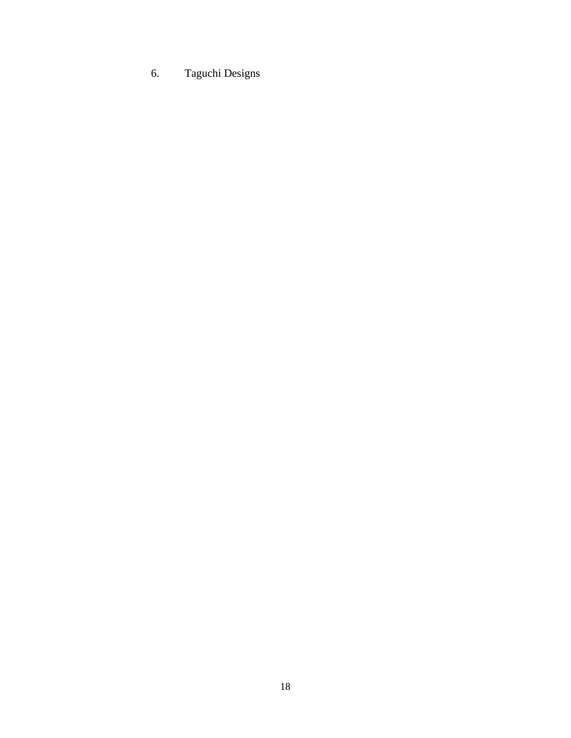## 6. Taguchi Designs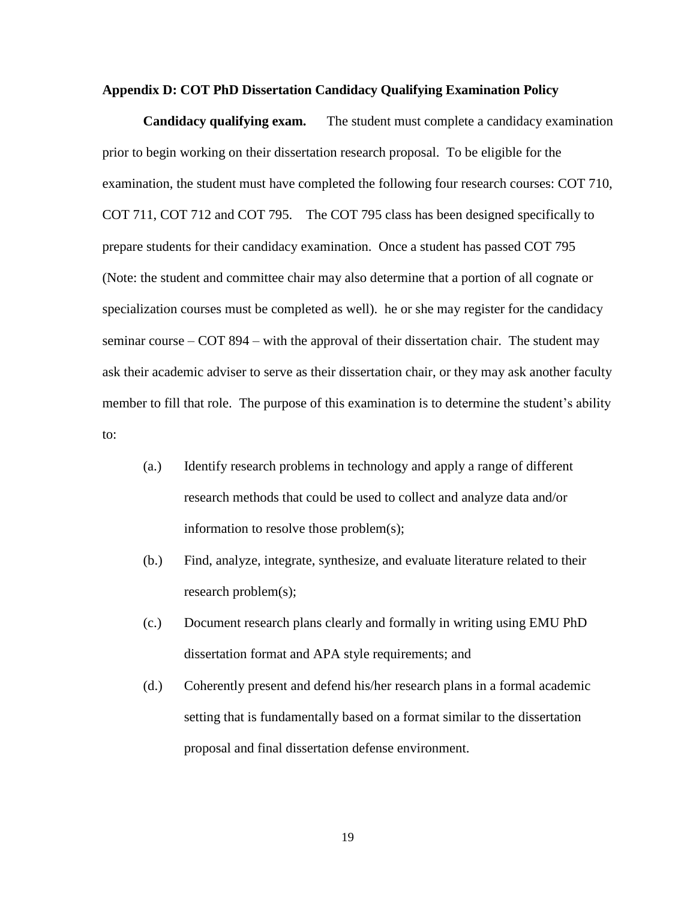## Appendix D: COT PhD Dissertation Candidacy Qualifying Examination Policy

**Candidacy qualifying exam.** The student must complete a candidacy examination prior to begin working on their dissertation research proposal. To be eligible for the examination, the student must have completed the following four research courses: COT 710, COT 711, COT 712 and COT 795. The COT 795 class has been designed specifically to prepare students for their candidacy examination. Once a student has passed COT 795 (Note: the student and committee chair may also determine that a portion of all cognate or specialization courses must be completed as well). he or she may register for the candidacy seminar course – COT 894 – with the approval of their dissertation chair. The student may ask their academic adviser to serve as their dissertation chair, or they may ask another faculty member to fill that role. The purpose of this examination is to determine the student's ability to:

- (a.) Identify research problems in technology and apply a range of different research methods that could be used to collect and analyze data and/or information to resolve those problem(s);
- (b.) Find, analyze, integrate, synthesize, and evaluate literature related to their research problem(s);
- (c.) Document research plans clearly and formally in writing using EMU PhD dissertation format and APA style requirements; and
- (d.) Coherently present and defend his/her research plans in a formal academic setting that is fundamentally based on a format similar to the dissertation proposal and final dissertation defense environment.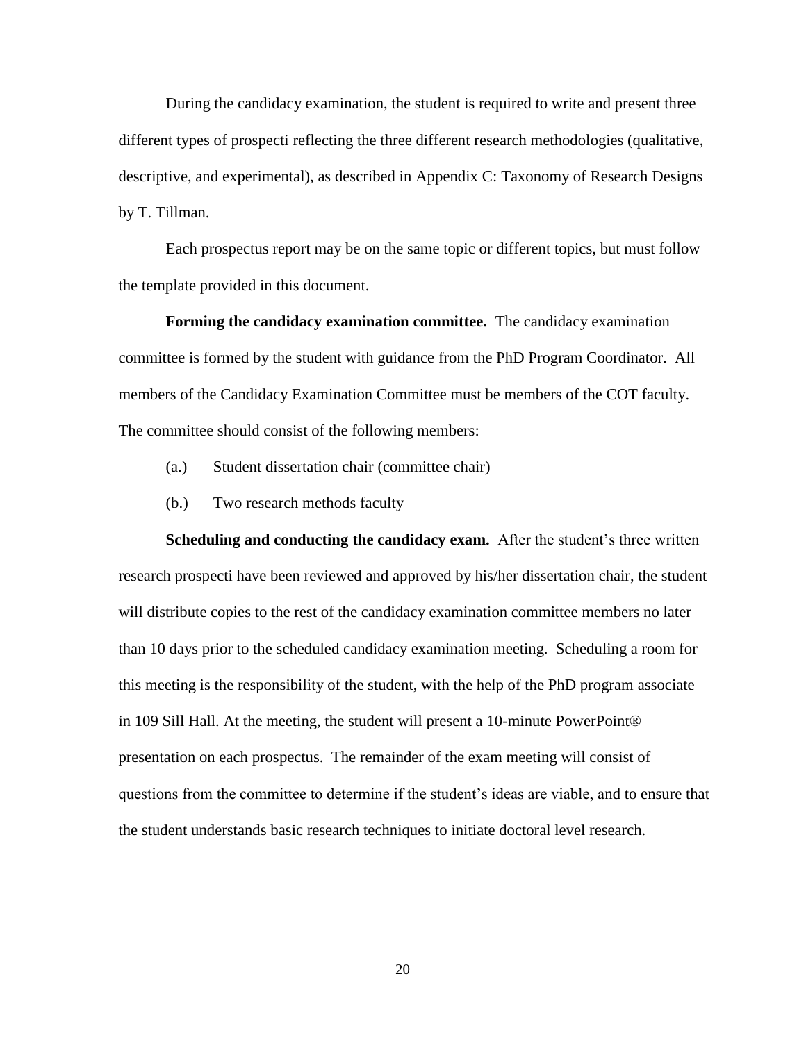During the candidacy examination, the student is required to write and present three different types of prospecti reflecting the three different research methodologies (qualitative, descriptive, and experimental), as described in Appendix C: Taxonomy of Research Designs by T. Tillman.

Each prospectus report may be on the same topic or different topics, but must follow the template provided in this document.

**Forming the candidacy examination committee.** The candidacy examination committee is formed by the student with guidance from the PhD Program Coordinator. All members of the Candidacy Examination Committee must be members of the COT faculty. The committee should consist of the following members:

(a.) Student dissertation chair (committee chair)

(b.) Two research methods faculty

**Scheduling and conducting the candidacy exam.** After the student's three written research prospecti have been reviewed and approved by his/her dissertation chair, the student will distribute copies to the rest of the candidacy examination committee members no later than 10 days prior to the scheduled candidacy examination meeting. Scheduling a room for this meeting is the responsibility of the student, with the help of the PhD program associate in 109 Sill Hall. At the meeting, the student will present a 10-minute PowerPoint® presentation on each prospectus. The remainder of the exam meeting will consist of questions from the committee to determine if the student's ideas are viable, and to ensure that the student understands basic research techniques to initiate doctoral level research.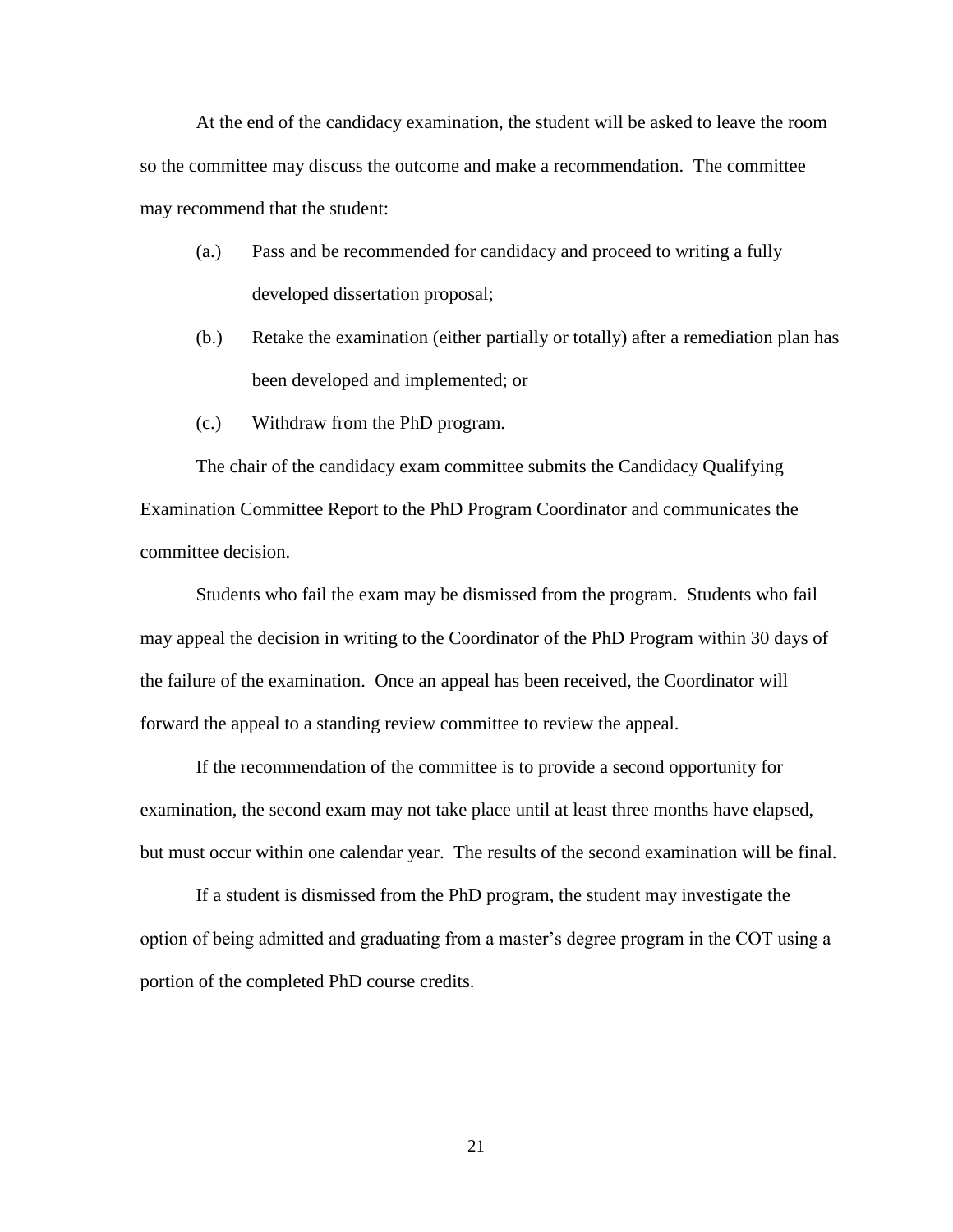At the end of the candidacy examination, the student will be asked to leave the room so the committee may discuss the outcome and make a recommendation. The committee may recommend that the student:

(a.) Pass and be recommended for candidacy and proceed to writing a fully developed dissertation proposal;

(b.) Retake the examination (either partially or totally) after a remediation plan has been developed and implemented; or

(c.) Withdraw from the PhD program.

The chair of the candidacy exam committee submits the Candidacy Qualifying Examination Committee Report to the PhD Program Coordinator and communicates the committee decision.

Students who fail the exam may be dismissed from the program. Students who fail may appeal the decision in writing to the Coordinator of the PhD Program within 30 days of the failure of the examination. Once an appeal has been received, the Coordinator will forward the appeal to a standing review committee to review the appeal.

If the recommendation of the committee is to provide a second opportunity for examination, the second exam may not take place until at least three months have elapsed, but must occur within one calendar year. The results of the second examination will be final.

If a student is dismissed from the PhD program, the student may investigate the option of being admitted and graduating from a master's degree program in the COT using a portion of the completed PhD course credits.